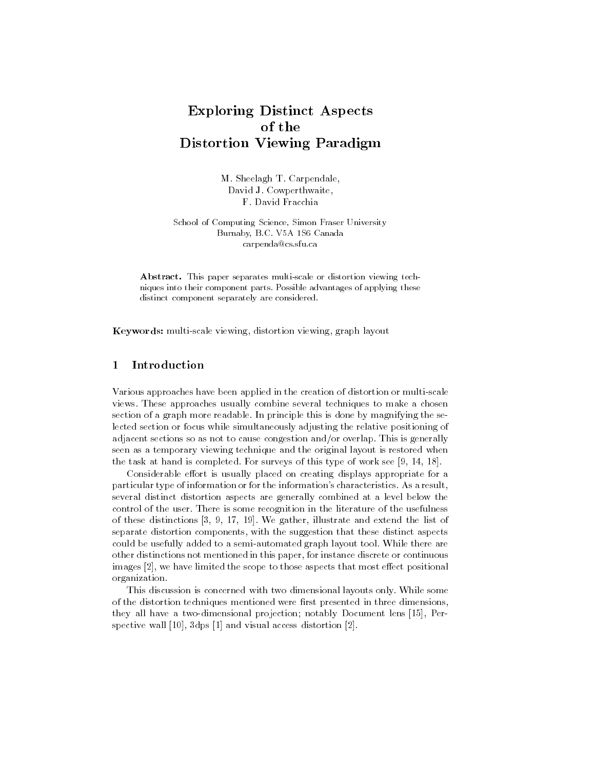# Exploring Distinct Aspects of the Distortion Viewing Paradigm

M. Sheelagh T. Carpendale,
David J. Cowperthwaite,
F. David Fracchia

School of Computing Science, Simon Fraser University
Burnaby, B.C. V5A 1S6 Canada
carpenda@cs.sfu.ca

**Abstract.** This paper separates multi-scale or distortion viewing techniques into their component parts. Possible advantages of applying these distinct component separately are considered.

**Keywords:** multi-scale viewing, distortion viewing, graph layout

## 1 Introduction

Various approaches have been applied in the creation of distortion or multi-scale views. These approaches usually combine several techniques to make a chosen section of a graph more readable. In principle this is done by magnifying the selected section or focus while simultaneously adjusting the relative positioning of adjacent sections so as not to cause congestion and/or overlap. This is generally seen as a temporary viewing technique and the original layout is restored when the task at hand is completed. For surveys of this type of work see [9, 14, 18].

Considerable effort is usually placed on creating displays appropriate for a particular type of information or for the information's characteristics. As a result, several distinct distortion aspects are generally combined at a level below the control of the user. There is some recognition in the literature of the usefulness of these distinctions [3, 9, 17, 19]. We gather, illustrate and extend the list of separate distortion components, with the suggestion that these distinct aspects could be usefully added to a semi-automated graph layout tool. While there are other distinctions not mentioned in this paper, for instance discrete or continuous images [2], we have limited the scope to those aspects that most effect positional organization.

This discussion is concerned with two dimensional layouts only. While some of the distortion techniques mentioned were first presented in three dimensions, they all have a two-dimensional projection; notably Document lens [15], Perspective wall [10], 3dps [1] and visual access distortion [2].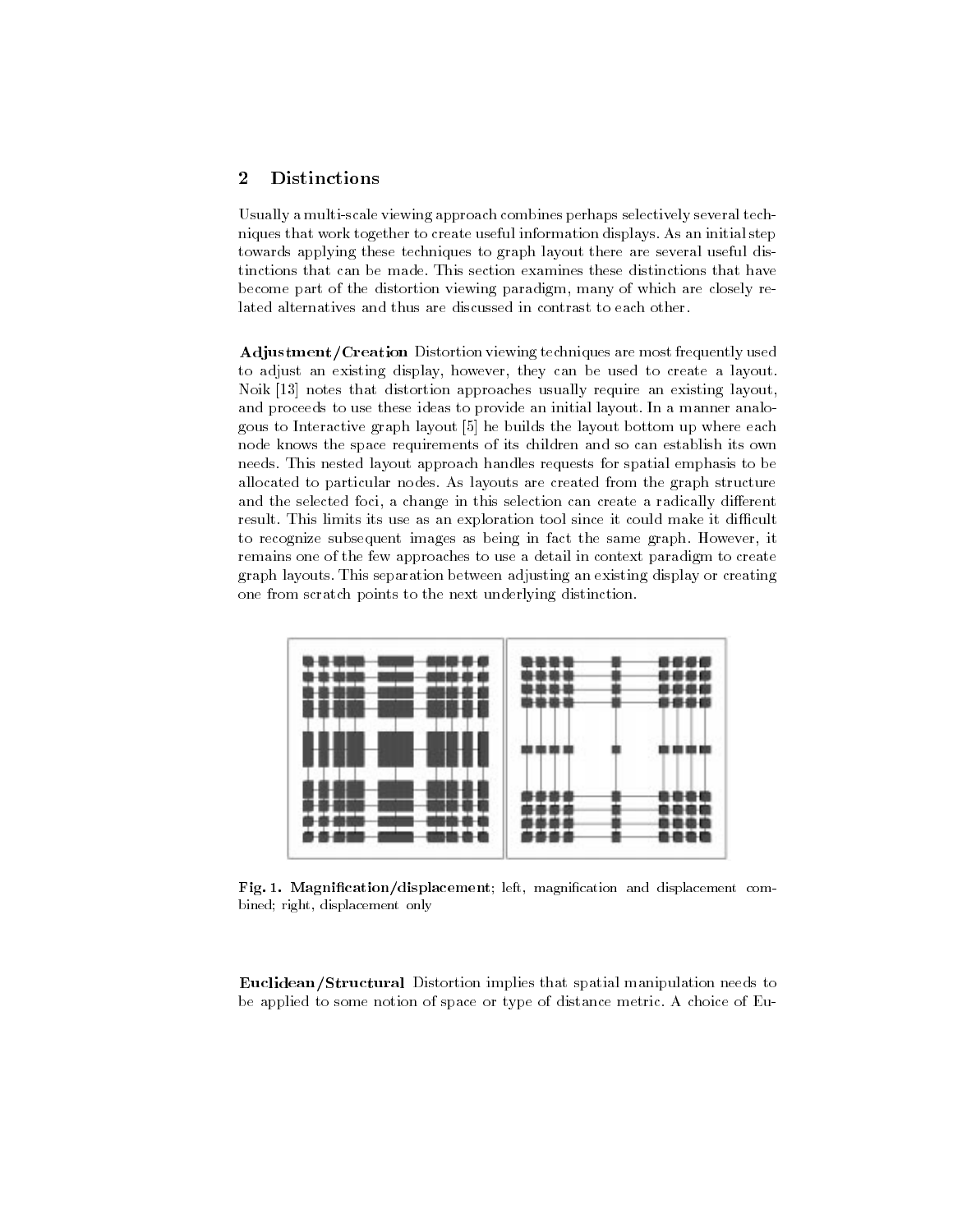## 2 Distinctions

Usually a multi-scale viewing approach combines perhaps selectively several techniques that work together to create useful information displays. As an initial step towards applying these techniques to graph layout there are several useful distinctions that can be made. This section examines these distinctions that have become part of the distortion viewing paradigm, many of which are closely related alternatives and thus are discussed in contrast to each other.

**Adjustment/Creation** Distortion viewing techniques are most frequently used to adjust an existing display, however, they can be used to create a layout. Noik [13] notes that distortion approaches usually require an existing layout, and proceeds to use these ideas to provide an initial layout. In a manner analogous to Interactive graph layout [5] he builds the layout bottom up where each node knows the space requirements of its children and so can establish its own needs. This nested layout approach handles requests for spatial emphasis to be allocated to particular nodes. As layouts are created from the graph structure and the selected foci, a change in this selection can create a radically different result. This limits its use as an exploration tool since it could make it difficult to recognize subsequent images as being in fact the same graph. However, it remains one of the few approaches to use a detail in context paradigm to create graph layouts. This separation between adjusting an existing display or creating one from scratch points to the next underlying distinction.

**Fig. 1. Magnification/displacement**; left, magnification and displacement combined; right, displacement only

**Euclidean/Structural** Distortion implies that spatial manipulation needs to be applied to some notion of space or type of distance metric. A choice of Eu-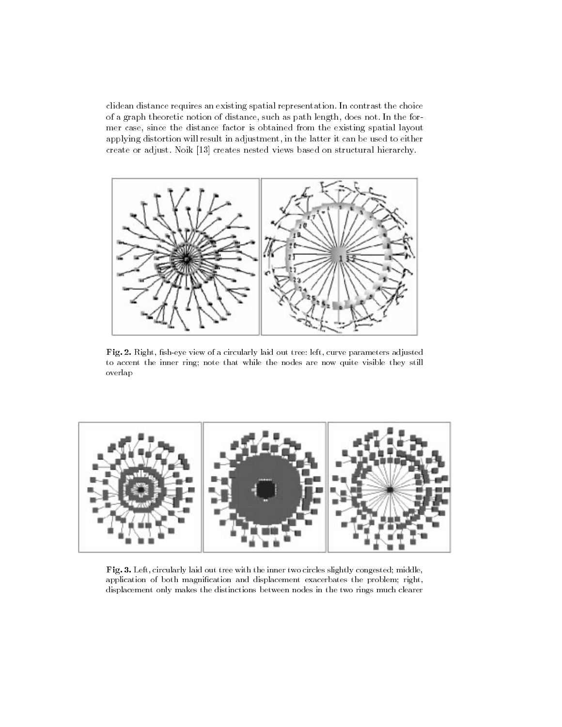clidean distance requires an existing spatial representation. In contrast the choice of a graph theoretic notion of distance, such as path length, does not. In the former case, since the distance factor is obtained from the existing spatial layout applying distortion will result in adjustment, in the latter it can be used to either create or adjust. Noik [13] creates nested views based on structural hierarchy.

**Fig. 2.** Right, fish-eye view of a circularly laid out tree: left, curve parameters adjusted to accent the inner ring; note that while the nodes are now quite visible they still overlap

**Fig. 3.** Left, circularly laid out tree with the inner two circles slightly congested; middle, application of both magnification and displacement exacerbates the problem; right, displacement only makes the distinctions between nodes in the two rings much clearer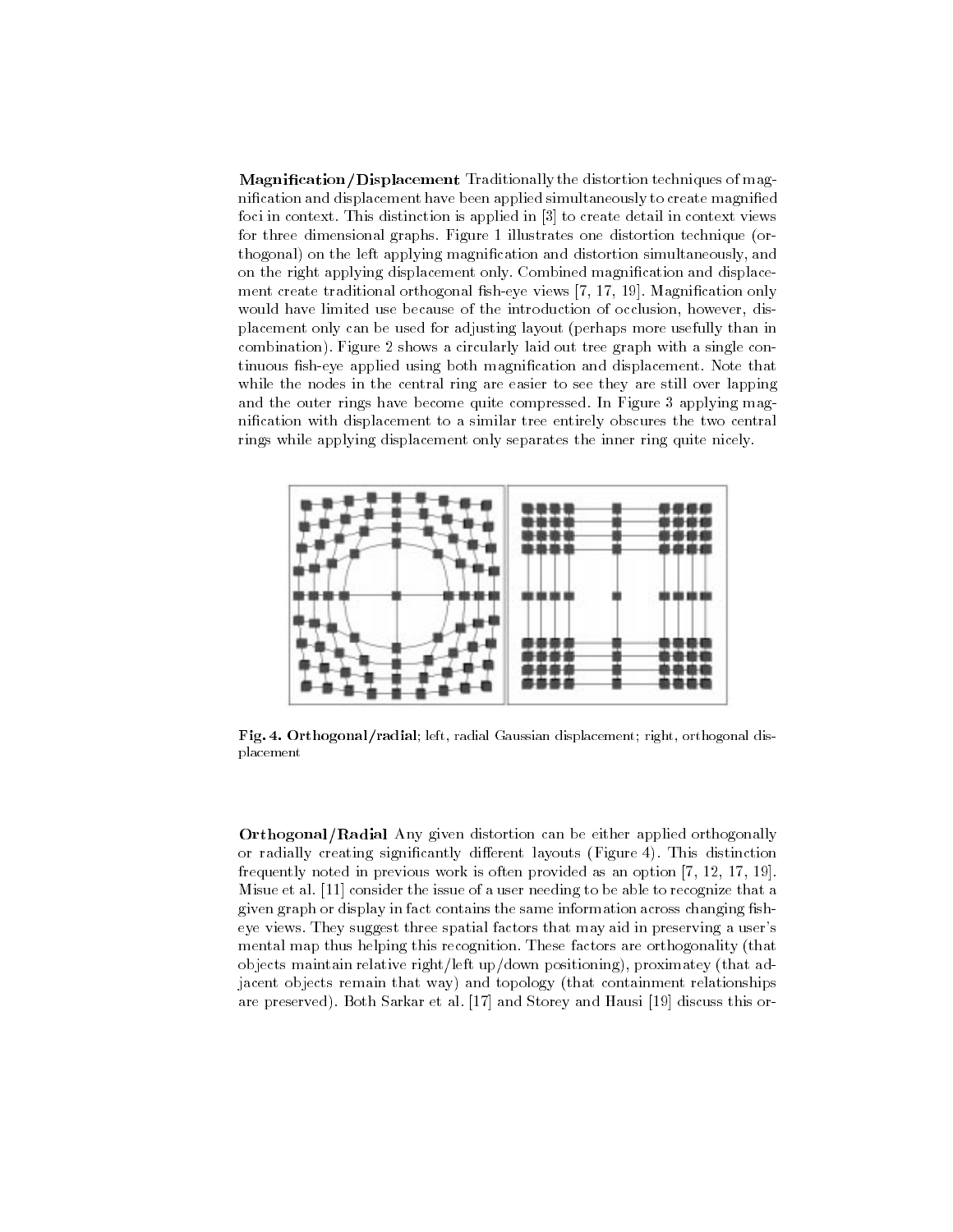**Magnification/Displacement** Traditionally the distortion techniques of magnification and displacement have been applied simultaneously to create magnified foci in context. This distinction is applied in [3] to create detail in context views for three dimensional graphs. Figure 1 illustrates one distortion technique (orthogonal) on the left applying magnification and distortion simultaneously, and on the right applying displacement only. Combined magnification and displacement create traditional orthogonal fish-eye views [7, 17, 19]. Magnification only would have limited use because of the introduction of occlusion, however, displacement only can be used for adjusting layout (perhaps more usefully than in combination). Figure 2 shows a circularly laid out tree graph with a single continuous fish-eye applied using both magnification and displacement. Note that while the nodes in the central ring are easier to see they are still over lapping and the outer rings have become quite compressed. In Figure 3 applying magnification with displacement to a similar tree entirely obscures the two central rings while applying displacement only separates the inner ring quite nicely.

**Fig. 4. Orthogonal/radial**; left, radial Gaussian displacement; right, orthogonal displacement

**Orthogonal/Radial** Any given distortion can be either applied orthogonally or radially creating significantly different layouts (Figure 4). This distinction frequently noted in previous work is often provided as an option [7, 12, 17, 19]. Misue et al. [11] consider the issue of a user needing to be able to recognize that a given graph or display in fact contains the same information across changing fish-eye views. They suggest three spatial factors that may aid in preserving a user's mental map thus helping this recognition. These factors are orthogonality (that objects maintain relative right/left up/down positioning), proximatey (that adjacent objects remain that way) and topology (that containment relationships are preserved). Both Sarkar et al. [17] and Storey and Hausi [19] discuss this or-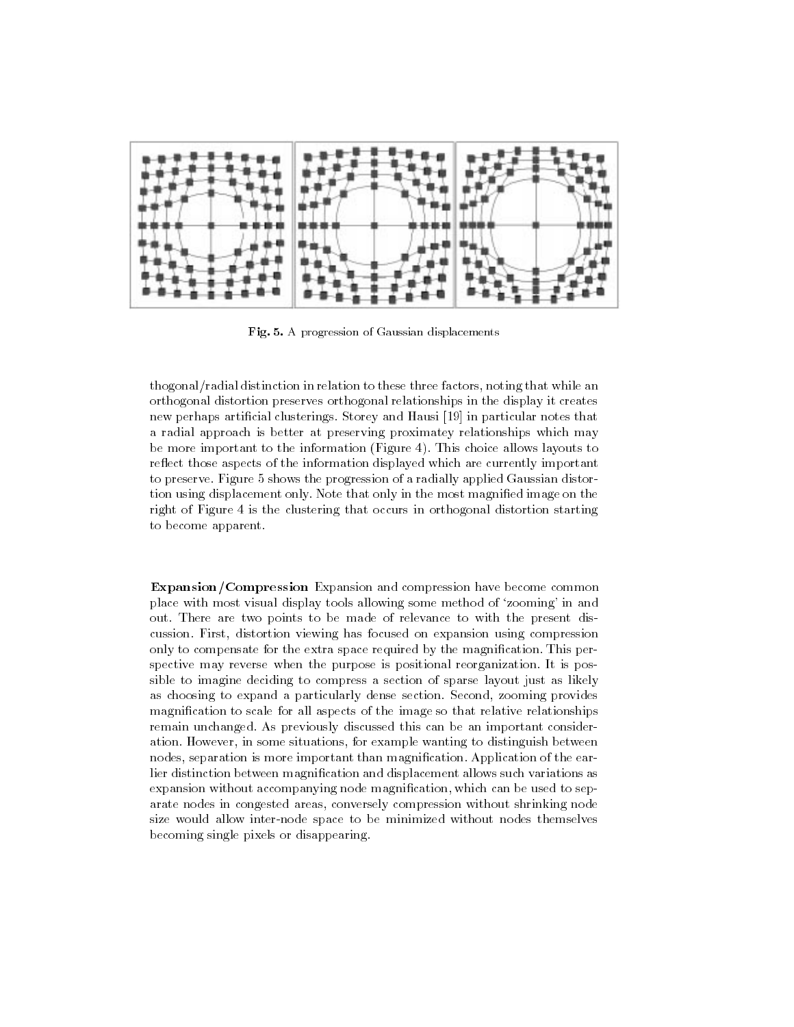Fig. 5. A progression of Gaussian displacements

thogonal/radial distinction in relation to these three factors, noting that while an orthogonal distortion preserves orthogonal relationships in the display it creates new perhaps artificial clusterings. Storey and Hausi [19] in particular notes that a radial approach is better at preserving proximatey relationships which may be more important to the information (Figure 4). This choice allows layouts to reflect those aspects of the information displayed which are currently important to preserve. Figure 5 shows the progression of a radially applied Gaussian distortion using displacement only. Note that only in the most magnified image on the right of Figure 4 is the clustering that occurs in orthogonal distortion starting to become apparent.

**Expansion/Compression** Expansion and compression have become common place with most visual display tools allowing some method of 'zooming' in and out. There are two points to be made of relevance to with the present discussion. First, distortion viewing has focused on expansion using compression only to compensate for the extra space required by the magnification. This perspective may reverse when the purpose is positional reorganization. It is possible to imagine deciding to compress a section of sparse layout just as likely as choosing to expand a particularly dense section. Second, zooming provides magnification to scale for all aspects of the image so that relative relationships remain unchanged. As previously discussed this can be an important consideration. However, in some situations, for example wanting to distinguish between nodes, separation is more important than magnification. Application of the earlier distinction between magnification and displacement allows such variations as expansion without accompanying node magnification, which can be used to separate nodes in congested areas, conversely compression without shrinking node size would allow inter-node space to be minimized without nodes themselves becoming single pixels or disappearing.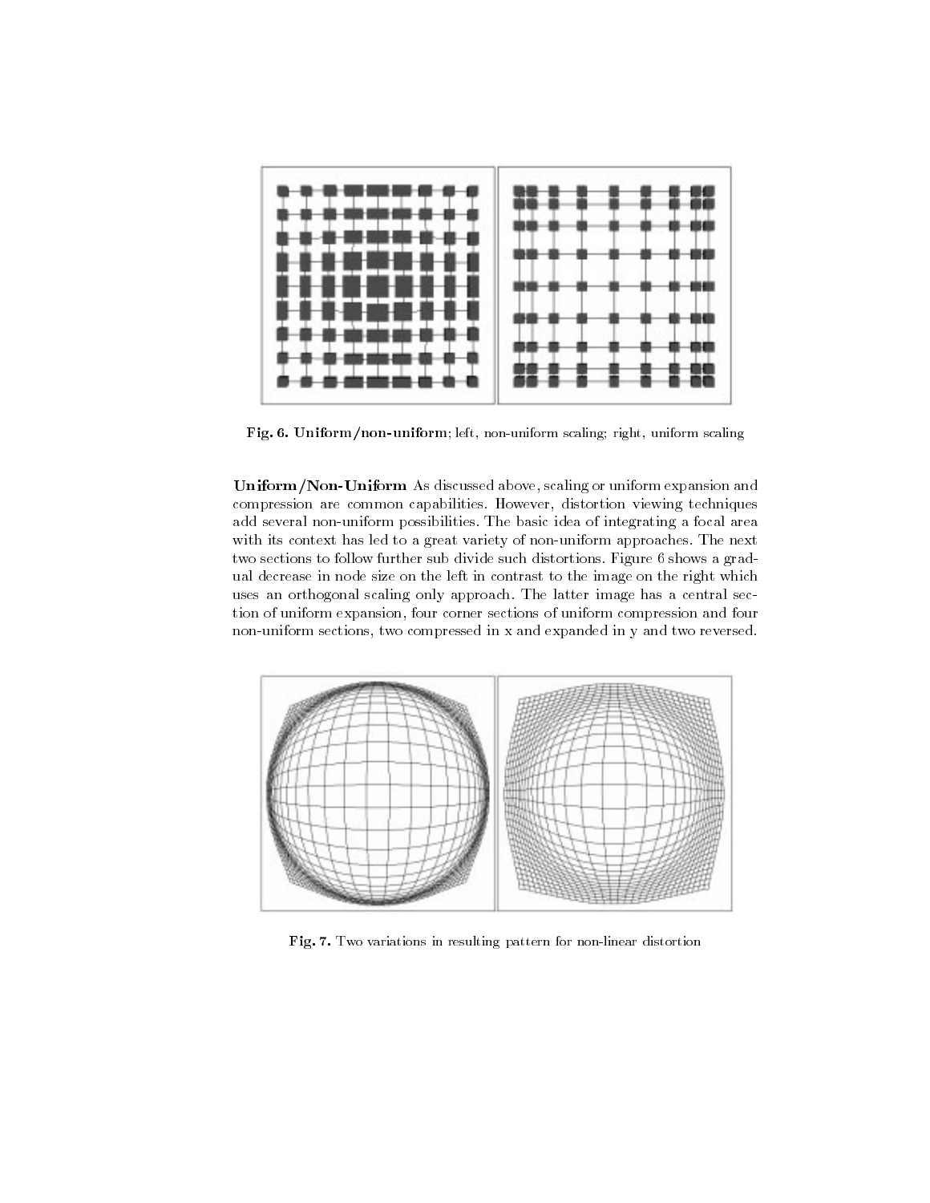**Fig. 6. Uniform/non-uniform**; left, non-uniform scaling; right, uniform scaling

**Uniform/Non-Uniform** As discussed above, scaling or uniform expansion and compression are common capabilities. However, distortion viewing techniques add several non-uniform possibilities. The basic idea of integrating a focal area with its context has led to a great variety of non-uniform approaches. The next two sections to follow further sub divide such distortions. Figure 6 shows a gradual decrease in node size on the left in contrast to the image on the right which uses an orthogonal scaling only approach. The latter image has a central section of uniform expansion, four corner sections of uniform compression and four non-uniform sections, two compressed in x and expanded in y and two reversed.

**Fig. 7.** Two variations in resulting pattern for non-linear distortion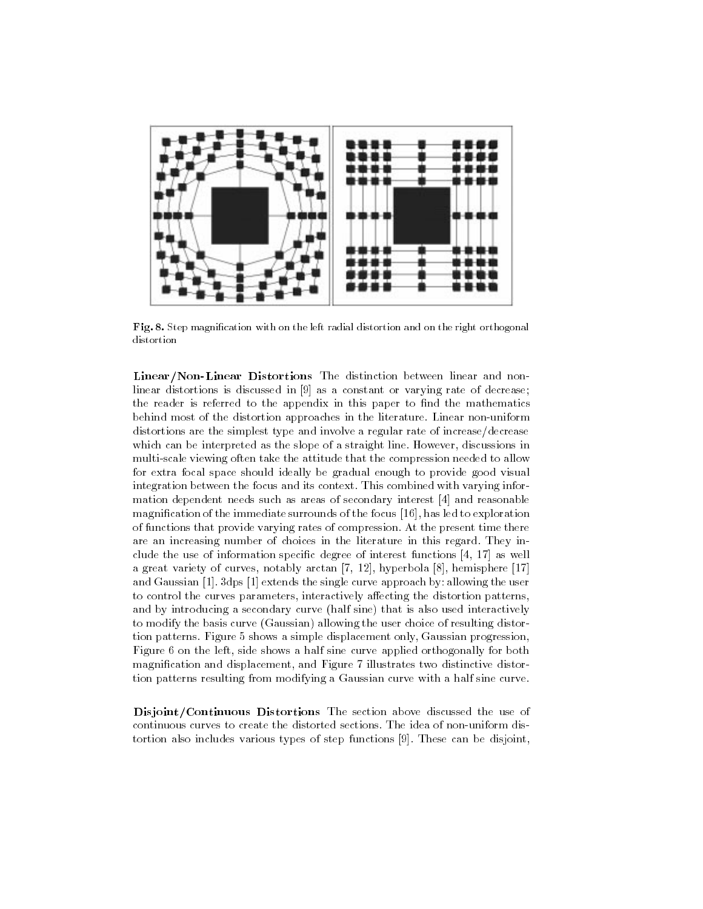**Fig. 8.** Step magnification with on the left radial distortion and on the right orthogonal distortion

**Linear/Non-Linear Distortions** The distinction between linear and non-linear distortions is discussed in [9] as a constant or varying rate of decrease; the reader is referred to the appendix in this paper to find the mathematics behind most of the distortion approaches in the literature. Linear non-uniform distortions are the simplest type and involve a regular rate of increase/decrease which can be interpreted as the slope of a straight line. However, discussions in multi-scale viewing often take the attitude that the compression needed to allow for extra focal space should ideally be gradual enough to provide good visual integration between the focus and its context. This combined with varying information dependent needs such as areas of secondary interest [4] and reasonable magnification of the immediate surrounds of the focus [16], has led to exploration of functions that provide varying rates of compression. At the present time there are an increasing number of choices in the literature in this regard. They include the use of information specific degree of interest functions [4, 17] as well a great variety of curves, notably arctan [7, 12], hyperbola [8], hemisphere [17] and Gaussian [1]. 3dps [1] extends the single curve approach by: allowing the user to control the curves parameters, interactively affecting the distortion patterns, and by introducing a secondary curve (half sine) that is also used interactively to modify the basis curve (Gaussian) allowing the user choice of resulting distortion patterns. Figure 5 shows a simple displacement only, Gaussian progression, Figure 6 on the left, side shows a half sine curve applied orthogonally for both magnification and displacement, and Figure 7 illustrates two distinctive distortion patterns resulting from modifying a Gaussian curve with a half sine curve.

**Disjoint/Continuous Distortions** The section above discussed the use of continuous curves to create the distorted sections. The idea of non-uniform distortion also includes various types of step functions [9]. These can be disjoint,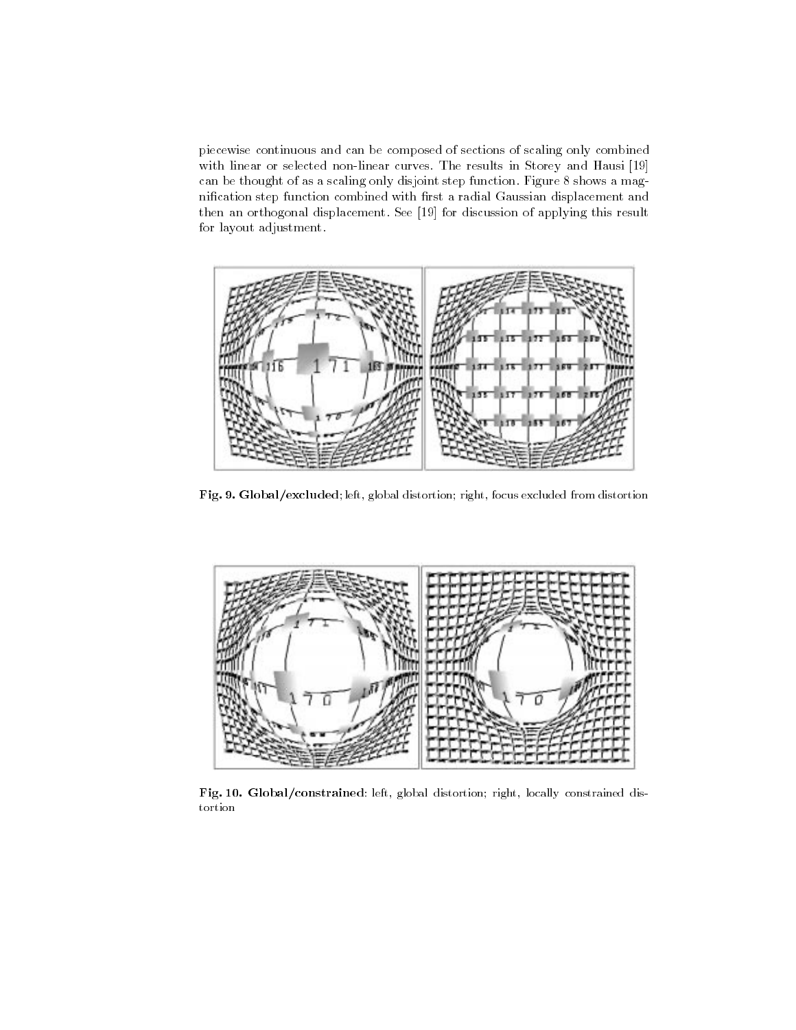piecewise continuous and can be composed of sections of scaling only combined with linear or selected non-linear curves. The results in Storey and Hausi [19] can be thought of as a scaling only disjoint step function. Figure 8 shows a magnification step function combined with first a radial Gaussian displacement and then an orthogonal displacement. See [19] for discussion of applying this result for layout adjustment.

**Fig. 9. Global/excluded**; left, global distortion; right, focus excluded from distortion

**Fig. 10. Global/constrained**: left, global distortion; right, locally constrained distortion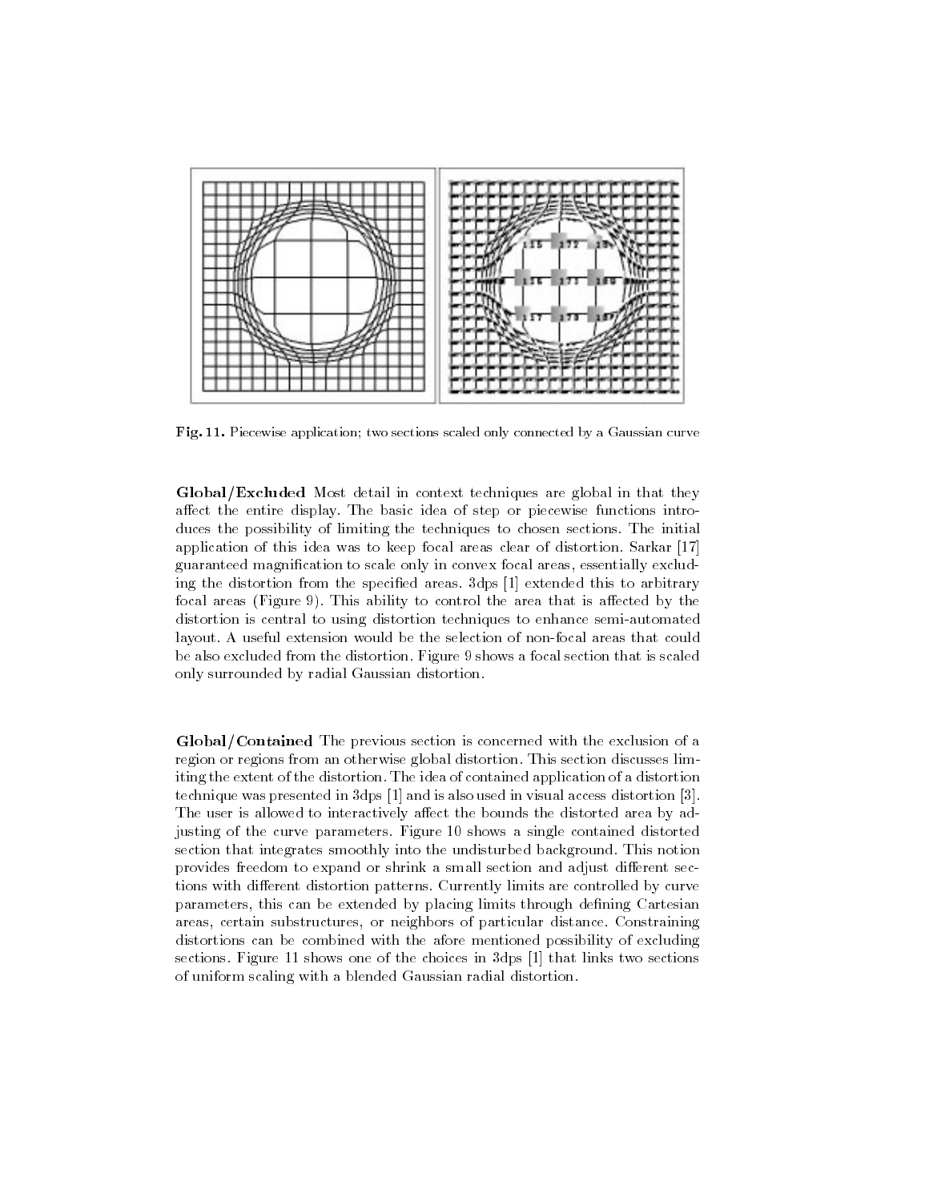**Fig. 11.** Piecewise application; two sections scaled only connected by a Gaussian curve

**Global/Excluded** Most detail in context techniques are global in that they affect the entire display. The basic idea of step or piecewise functions introduces the possibility of limiting the techniques to chosen sections. The initial application of this idea was to keep focal areas clear of distortion. Sarkar [17] guaranteed magnification to scale only in convex focal areas, essentially excluding the distortion from the specified areas. 3dps [1] extended this to arbitrary focal areas (Figure 9). This ability to control the area that is affected by the distortion is central to using distortion techniques to enhance semi-automated layout. A useful extension would be the selection of non-focal areas that could be also excluded from the distortion. Figure 9 shows a focal section that is scaled only surrounded by radial Gaussian distortion.

**Global/Contained** The previous section is concerned with the exclusion of a region or regions from an otherwise global distortion. This section discusses limiting the extent of the distortion. The idea of contained application of a distortion technique was presented in 3dps [1] and is also used in visual access distortion [3]. The user is allowed to interactively affect the bounds the distorted area by adjusting of the curve parameters. Figure 10 shows a single contained distorted section that integrates smoothly into the undisturbed background. This notion provides freedom to expand or shrink a small section and adjust different sections with different distortion patterns. Currently limits are controlled by curve parameters, this can be extended by placing limits through defining Cartesian areas, certain substructures, or neighbors of particular distance. Constraining distortions can be combined with the afore mentioned possibility of excluding sections. Figure 11 shows one of the choices in 3dps [1] that links two sections of uniform scaling with a blended Gaussian radial distortion.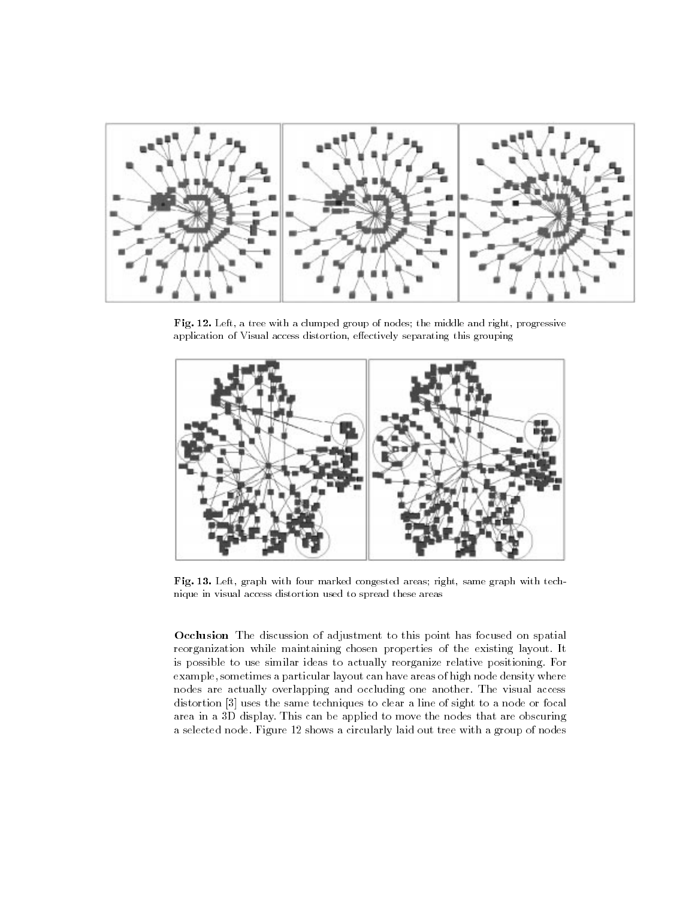**Fig. 12.** Left, a tree with a clumped group of nodes; the middle and right, progressive application of Visual access distortion, effectively separating this grouping

**Fig. 13.** Left, graph with four marked congested areas; right, same graph with technique in visual access distortion used to spread these areas

**Occlusion** The discussion of adjustment to this point has focused on spatial reorganization while maintaining chosen properties of the existing layout. It is possible to use similar ideas to actually reorganize relative positioning. For example, sometimes a particular layout can have areas of high node density where nodes are actually overlapping and occluding one another. The visual access distortion [3] uses the same techniques to clear a line of sight to a node or focal area in a 3D display. This can be applied to move the nodes that are obscuring a selected node. Figure 12 shows a circularly laid out tree with a group of nodes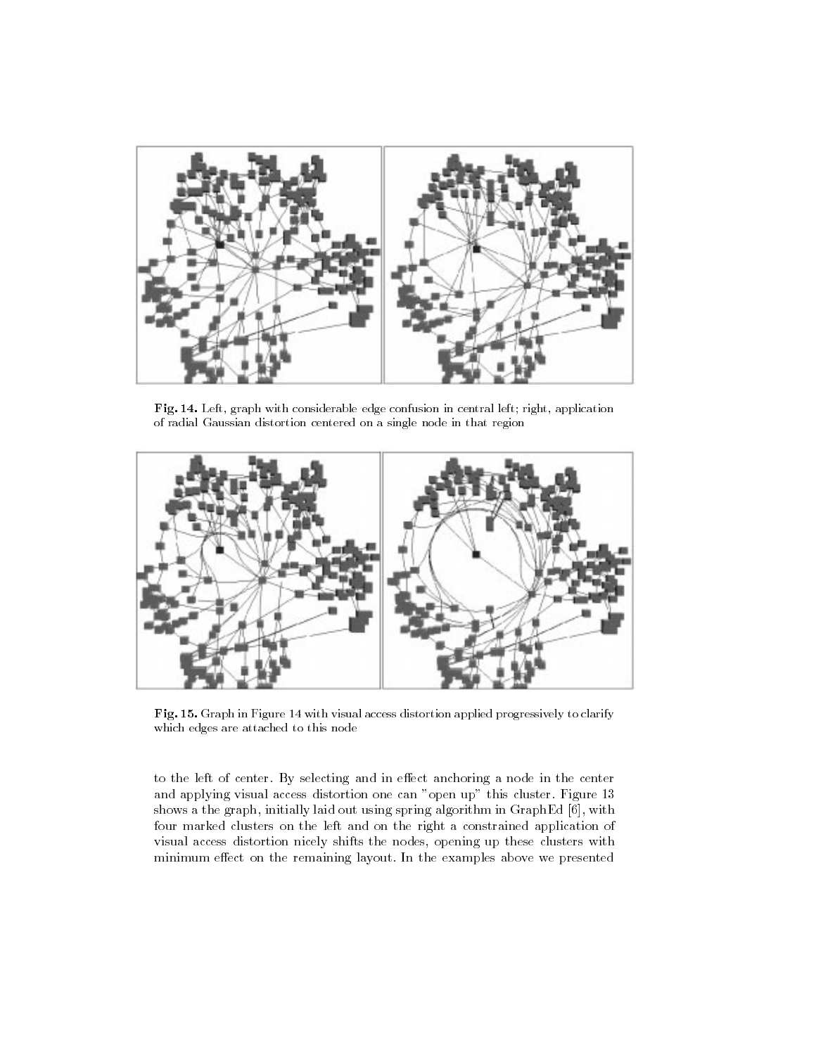**Fig. 14.** Left, graph with considerable edge confusion in central left; right, application of radial Gaussian distortion centered on a single node in that region

**Fig. 15.** Graph in Figure 14 with visual access distortion applied progressively to clarify which edges are attached to this node

to the left of center. By selecting and in effect anchoring a node in the center and applying visual access distortion one can "open up" this cluster. Figure 13 shows a the graph, initially laid out using spring algorithm in GraphEd [6], with four marked clusters on the left and on the right a constrained application of visual access distortion nicely shifts the nodes, opening up these clusters with minimum effect on the remaining layout. In the examples above we presented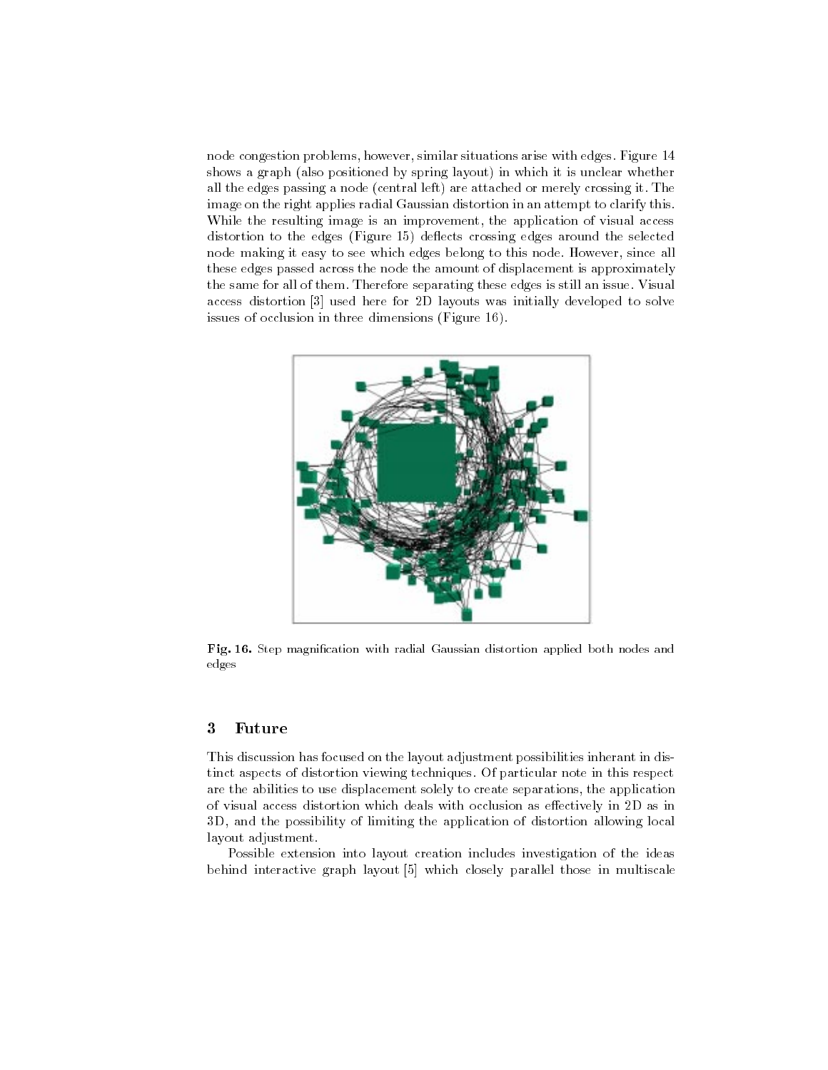node congestion problems, however, similar situations arise with edges. Figure 14 shows a graph (also positioned by spring layout) in which it is unclear whether all the edges passing a node (central left) are attached or merely crossing it. The image on the right applies radial Gaussian distortion in an attempt to clarify this. While the resulting image is an improvement, the application of visual access distortion to the edges (Figure 15) deflects crossing edges around the selected node making it easy to see which edges belong to this node. However, since all these edges passed across the node the amount of displacement is approximately the same for all of them. Therefore separating these edges is still an issue. Visual access distortion [3] used here for 2D layouts was initially developed to solve issues of occlusion in three dimensions (Figure 16).

**Fig. 16.** Step magnification with radial Gaussian distortion applied both nodes and edges

## 3 Future

This discussion has focused on the layout adjustment possibilities inherant in distinct aspects of distortion viewing techniques. Of particular note in this respect are the abilities to use displacement solely to create separations, the application of visual access distortion which deals with occlusion as effectively in 2D as in 3D, and the possibility of limiting the application of distortion allowing local layout adjustment.

Possible extension into layout creation includes investigation of the ideas behind interactive graph layout [5] which closely parallel those in multiscale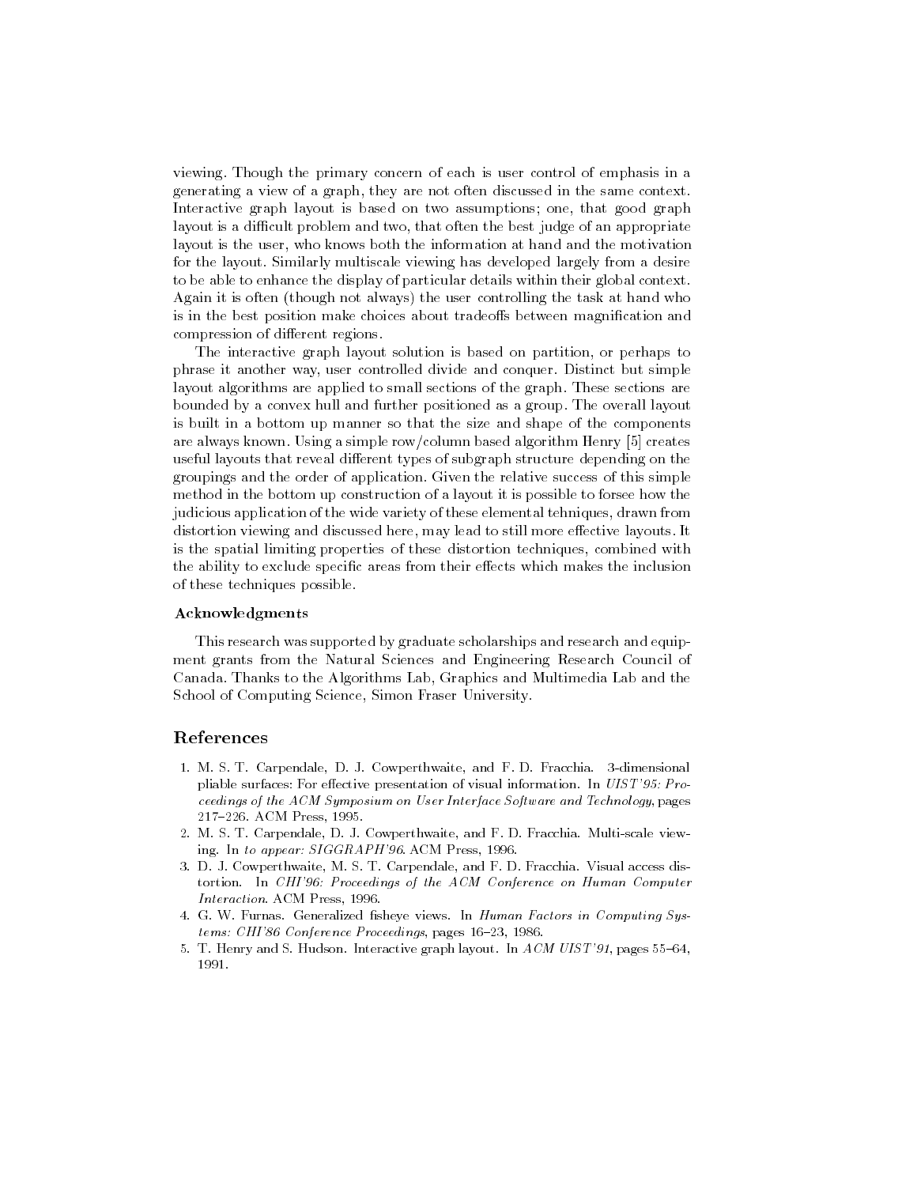viewing. Though the primary concern of each is user control of emphasis in a generating a view of a graph, they are not often discussed in the same context. Interactive graph layout is based on two assumptions; one, that good graph layout is a difficult problem and two, that often the best judge of an appropriate layout is the user, who knows both the information at hand and the motivation for the layout. Similarly multiscale viewing has developed largely from a desire to be able to enhance the display of particular details within their global context. Again it is often (though not always) the user controlling the task at hand who is in the best position make choices about tradeoffs between magnification and compression of different regions.

The interactive graph layout solution is based on partition, or perhaps to phrase it another way, user controlled divide and conquer. Distinct but simple layout algorithms are applied to small sections of the graph. These sections are bounded by a convex hull and further positioned as a group. The overall layout is built in a bottom up manner so that the size and shape of the components are always known. Using a simple row/column based algorithm Henry [5] creates useful layouts that reveal different types of subgraph structure depending on the groupings and the order of application. Given the relative success of this simple method in the bottom up construction of a layout it is possible to forsee how the judicious application of the wide variety of these elemental tehniques, drawn from distortion viewing and discussed here, may lead to still more effective layouts. It is the spatial limiting properties of these distortion techniques, combined with the ability to exclude specific areas from their effects which makes the inclusion of these techniques possible.

### Acknowledgments

This research was supported by graduate scholarships and research and equipment grants from the Natural Sciences and Engineering Research Council of Canada. Thanks to the Algorithms Lab, Graphics and Multimedia Lab and the School of Computing Science, Simon Fraser University.

## References

1. M. S. T. Carpendale, D. J. Cowperthwaite, and F. D. Fracchia. 3-dimensional pliable surfaces: For effective presentation of visual information. In *UIST'95: Proceedings of the ACM Symposium on User Interface Software and Technology*, pages 217–226. ACM Press, 1995.
2. M. S. T. Carpendale, D. J. Cowperthwaite, and F. D. Fracchia. Multi-scale viewing. In *to appear: SIGGRAPH'96*. ACM Press, 1996.
3. D. J. Cowperthwaite, M. S. T. Carpendale, and F. D. Fracchia. Visual access distortion. In *CHI'96: Proceedings of the ACM Conference on Human Computer Interaction*. ACM Press, 1996.
4. G. W. Furnas. Generalized fisheye views. In *Human Factors in Computing Systems: CHI'86 Conference Proceedings*, pages 16–23, 1986.
5. T. Henry and S. Hudson. Interactive graph layout. In *ACM UIST'91*, pages 55–64, 1991.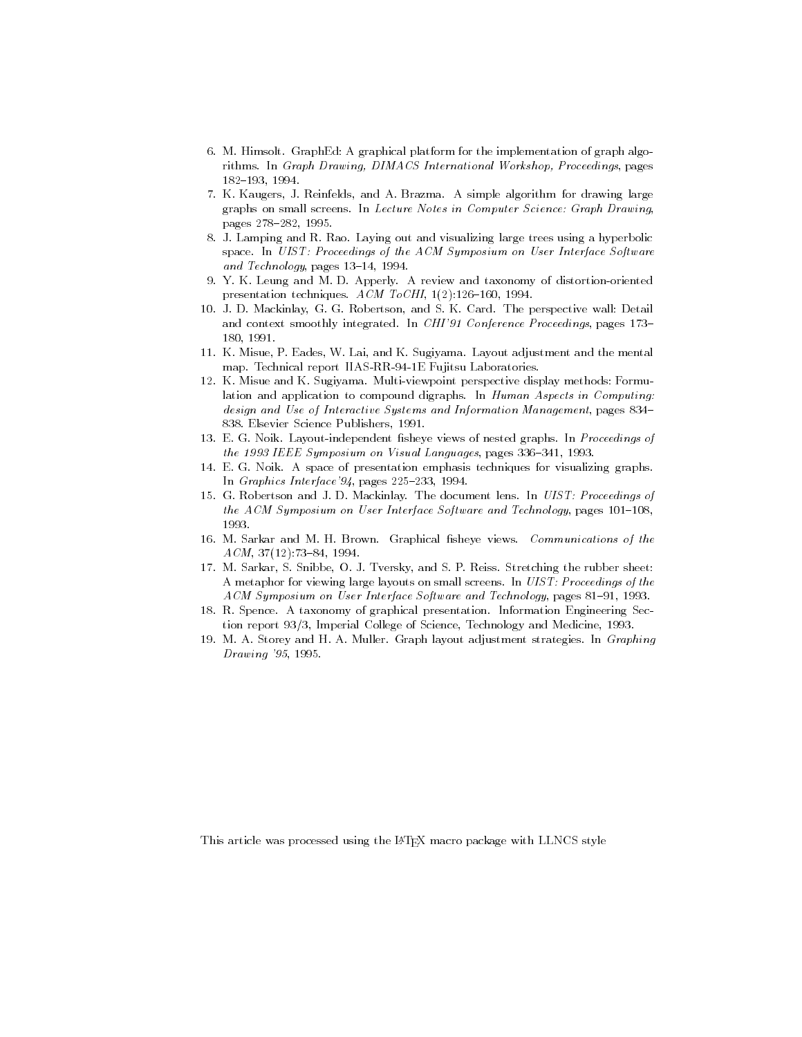6. M. Himsolt. GraphEd: A graphical platform for the implementation of graph algorithms. In *Graph Drawing, DIMACS International Workshop, Proceedings*, pages 182–193, 1994.
7. K. Kaugers, J. Reinfelds, and A. Brazma. A simple algorithm for drawing large graphs on small screens. In *Lecture Notes in Computer Science: Graph Drawing*, pages 278–282, 1995.
8. J. Lamping and R. Rao. Laying out and visualizing large trees using a hyperbolic space. In *UIST: Proceedings of the ACM Symposium on User Interface Software and Technology*, pages 13–14, 1994.
9. Y. K. Leung and M. D. Apperly. A review and taxonomy of distortion-oriented presentation techniques. *ACM ToCHI*, 1(2):126–160, 1994.
10. J. D. Mackinlay, G. G. Robertson, and S. K. Card. The perspective wall: Detail and context smoothly integrated. In *CHI'91 Conference Proceedings*, pages 173–180, 1991.
11. K. Misue, P. Eades, W. Lai, and K. Sugiyama. Layout adjustment and the mental map. Technical report IIAS-RR-94-1E Fujitsu Laboratories.
12. K. Misue and K. Sugiyama. Multi-viewpoint perspective display methods: Formulation and application to compound digraphs. In *Human Aspects in Computing: design and Use of Interactive Systems and Information Management*, pages 834–838. Elsevier Science Publishers, 1991.
13. E. G. Noik. Layout-independent fisheye views of nested graphs. In *Proceedings of the 1993 IEEE Symposium on Visual Languages*, pages 336–341, 1993.
14. E. G. Noik. A space of presentation emphasis techniques for visualizing graphs. In *Graphics Interface'94*, pages 225–233, 1994.
15. G. Robertson and J. D. Mackinlay. The document lens. In *UIST: Proceedings of the ACM Symposium on User Interface Software and Technology*, pages 101–108, 1993.
16. M. Sarkar and M. H. Brown. Graphical fisheye views. *Communications of the ACM*, 37(12):73–84, 1994.
17. M. Sarkar, S. Snibbe, O. J. Tversky, and S. P. Reiss. Stretching the rubber sheet: A metaphor for viewing large layouts on small screens. In *UIST: Proceedings of the ACM Symposium on User Interface Software and Technology*, pages 81–91, 1993.
18. R. Spence. A taxonomy of graphical presentation. Information Engineering Section report 93/3, Imperial College of Science, Technology and Medicine, 1993.
19. M. A. Storey and H. A. Muller. Graph layout adjustment strategies. In *Graphing Drawing '95*, 1995.

This article was processed using the LaTeX macro package with LLNCS style